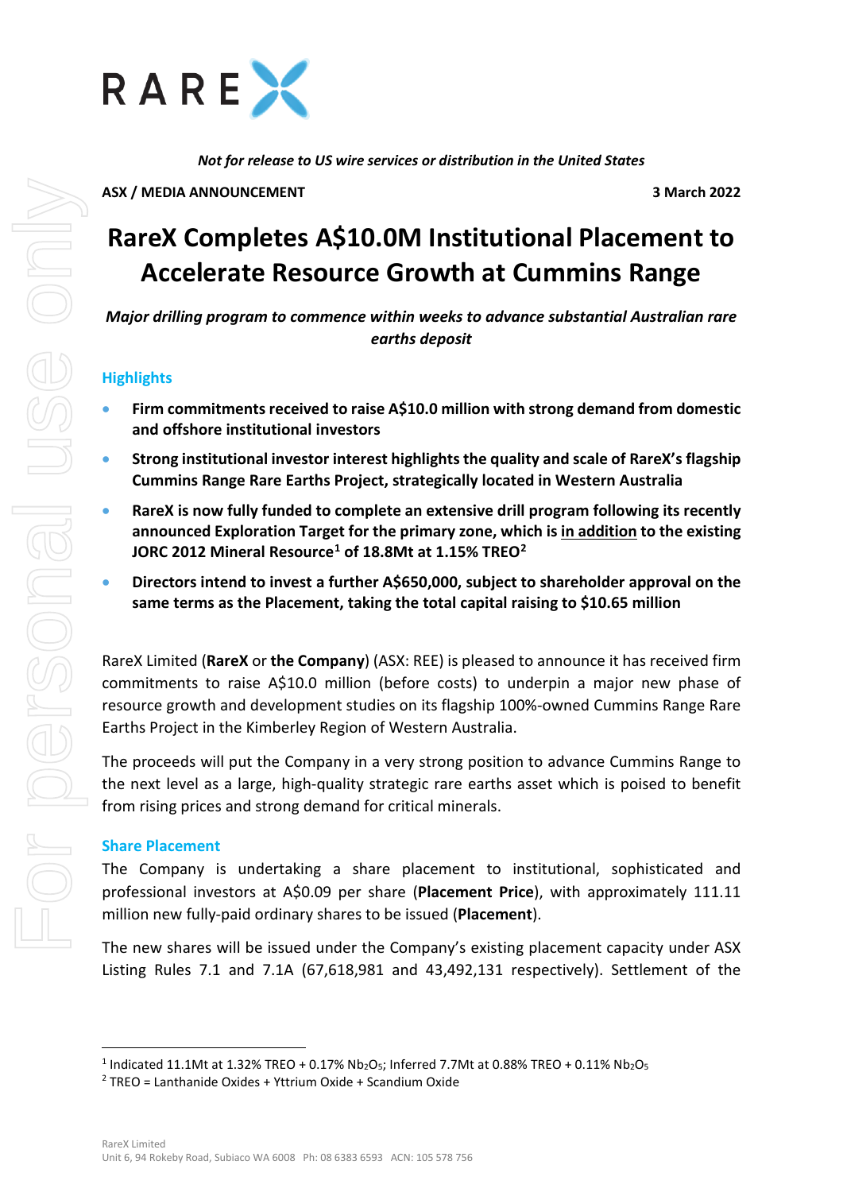*Not for release to US wire services or distribution in the United States*

**ASX / MEDIA ANNOUNCEMENT** **3 March 2022**

# RareX Completes A$10.0M Institutional Placement to Accelerate Resource Growth at Cummins Range

***Major drilling program to commence within weeks to advance substantial Australian rare earths deposit***

## Highlights

- **Firm commitments received to raise A$10.0 million with strong demand from domestic and offshore institutional investors**
- **Strong institutional investor interest highlights the quality and scale of RareX's flagship Cummins Range Rare Earths Project, strategically located in Western Australia**
- **RareX is now fully funded to complete an extensive drill program following its recently announced Exploration Target for the primary zone, which is <u>in addition</u> to the existing JORC 2012 Mineral Resource[1] of 18.8Mt at 1.15% TREO[2]**
- **Directors intend to invest a further A$650,000, subject to shareholder approval on the same terms as the Placement, taking the total capital raising to $10.65 million**

RareX Limited (**RareX** or **the Company**) (ASX: REE) is pleased to announce it has received firm commitments to raise A$10.0 million (before costs) to underpin a major new phase of resource growth and development studies on its flagship 100%-owned Cummins Range Rare Earths Project in the Kimberley Region of Western Australia.

The proceeds will put the Company in a very strong position to advance Cummins Range to the next level as a large, high-quality strategic rare earths asset which is poised to benefit from rising prices and strong demand for critical minerals.

## Share Placement

The Company is undertaking a share placement to institutional, sophisticated and professional investors at A$0.09 per share (**Placement Price**), with approximately 111.11 million new fully-paid ordinary shares to be issued (**Placement**).

The new shares will be issued under the Company's existing placement capacity under ASX Listing Rules 7.1 and 7.1A (67,618,981 and 43,492,131 respectively). Settlement of the

---

[1] Indicated 11.1Mt at 1.32% TREO + 0.17% $Nb_2O_5$; Inferred 7.7Mt at 0.88% TREO + 0.11% $Nb_2O_5$

[2] TREO = Lanthanide Oxides + Yttrium Oxide + Scandium Oxide

RareX Limited
Unit 6, 94 Rokeby Road, Subiaco WA 6008 Ph: 08 6383 6593 ACN: 105 578 756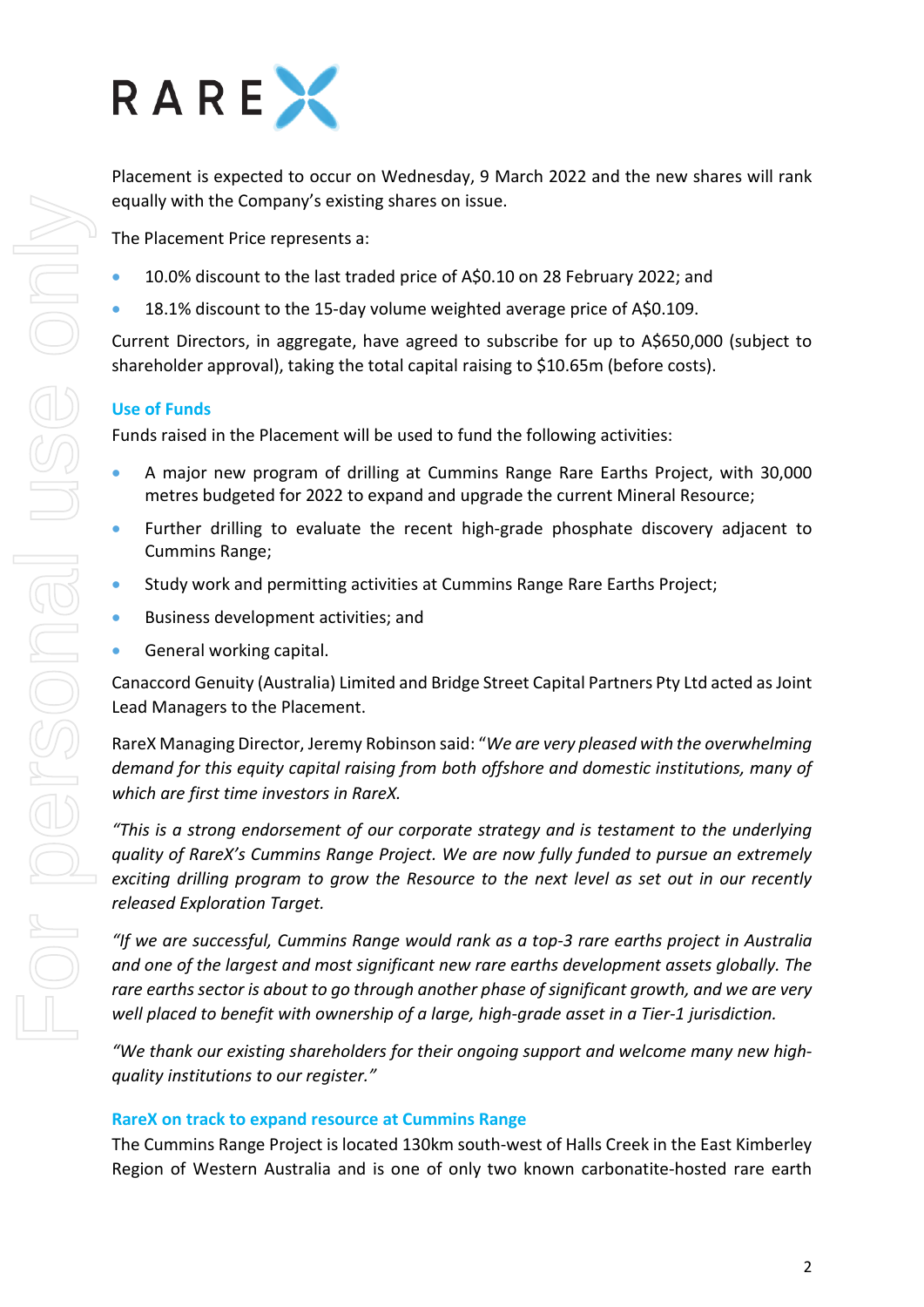Placement is expected to occur on Wednesday, 9 March 2022 and the new shares will rank equally with the Company's existing shares on issue.

The Placement Price represents a:

- 10.0% discount to the last traded price of A$0.10 on 28 February 2022; and
- 18.1% discount to the 15-day volume weighted average price of A$0.109.

Current Directors, in aggregate, have agreed to subscribe for up to A$650,000 (subject to shareholder approval), taking the total capital raising to $10.65m (before costs).

## Use of Funds

Funds raised in the Placement will be used to fund the following activities:

- A major new program of drilling at Cummins Range Rare Earths Project, with 30,000 metres budgeted for 2022 to expand and upgrade the current Mineral Resource;
- Further drilling to evaluate the recent high-grade phosphate discovery adjacent to Cummins Range;
- Study work and permitting activities at Cummins Range Rare Earths Project;
- Business development activities; and
- General working capital.

Canaccord Genuity (Australia) Limited and Bridge Street Capital Partners Pty Ltd acted as Joint Lead Managers to the Placement.

RareX Managing Director, Jeremy Robinson said: "*We are very pleased with the overwhelming demand for this equity capital raising from both offshore and domestic institutions, many of which are first time investors in RareX.*

*"This is a strong endorsement of our corporate strategy and is testament to the underlying quality of RareX's Cummins Range Project. We are now fully funded to pursue an extremely exciting drilling program to grow the Resource to the next level as set out in our recently released Exploration Target.*

*"If we are successful, Cummins Range would rank as a top-3 rare earths project in Australia and one of the largest and most significant new rare earths development assets globally. The rare earths sector is about to go through another phase of significant growth, and we are very well placed to benefit with ownership of a large, high-grade asset in a Tier-1 jurisdiction.*

*"We thank our existing shareholders for their ongoing support and welcome many new high-quality institutions to our register."*

## RareX on track to expand resource at Cummins Range

The Cummins Range Project is located 130km south-west of Halls Creek in the East Kimberley Region of Western Australia and is one of only two known carbonatite-hosted rare earth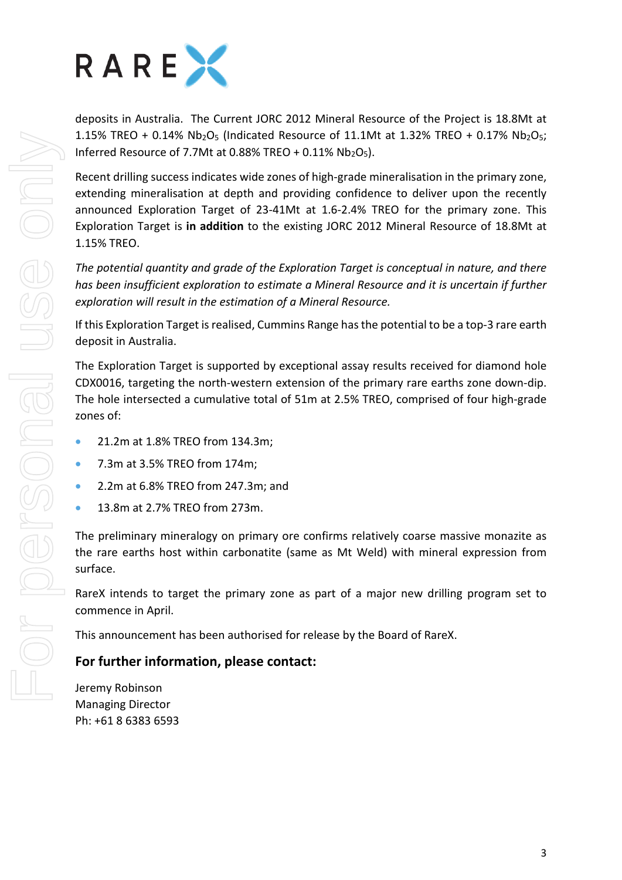deposits in Australia. The Current JORC 2012 Mineral Resource of the Project is 18.8Mt at 1.15% TREO + 0.14% $Nb_2O_5$ (Indicated Resource of 11.1Mt at 1.32% TREO + 0.17% $Nb_2O_5$; Inferred Resource of 7.7Mt at 0.88% TREO + 0.11% $Nb_2O_5$).

Recent drilling success indicates wide zones of high-grade mineralisation in the primary zone, extending mineralisation at depth and providing confidence to deliver upon the recently announced Exploration Target of 23-41Mt at 1.6-2.4% TREO for the primary zone. This Exploration Target is **in addition** to the existing JORC 2012 Mineral Resource of 18.8Mt at 1.15% TREO.

*The potential quantity and grade of the Exploration Target is conceptual in nature, and there has been insufficient exploration to estimate a Mineral Resource and it is uncertain if further exploration will result in the estimation of a Mineral Resource.*

If this Exploration Target is realised, Cummins Range has the potential to be a top-3 rare earth deposit in Australia.

The Exploration Target is supported by exceptional assay results received for diamond hole CDX0016, targeting the north-western extension of the primary rare earths zone down-dip. The hole intersected a cumulative total of 51m at 2.5% TREO, comprised of four high-grade zones of:

- 21.2m at 1.8% TREO from 134.3m;
- 7.3m at 3.5% TREO from 174m;
- 2.2m at 6.8% TREO from 247.3m; and
- 13.8m at 2.7% TREO from 273m.

The preliminary mineralogy on primary ore confirms relatively coarse massive monazite as the rare earths host within carbonatite (same as Mt Weld) with mineral expression from surface.

RareX intends to target the primary zone as part of a major new drilling program set to commence in April.

This announcement has been authorised for release by the Board of RareX.

## For further information, please contact:

Jeremy Robinson
Managing Director
Ph: +61 8 6383 6593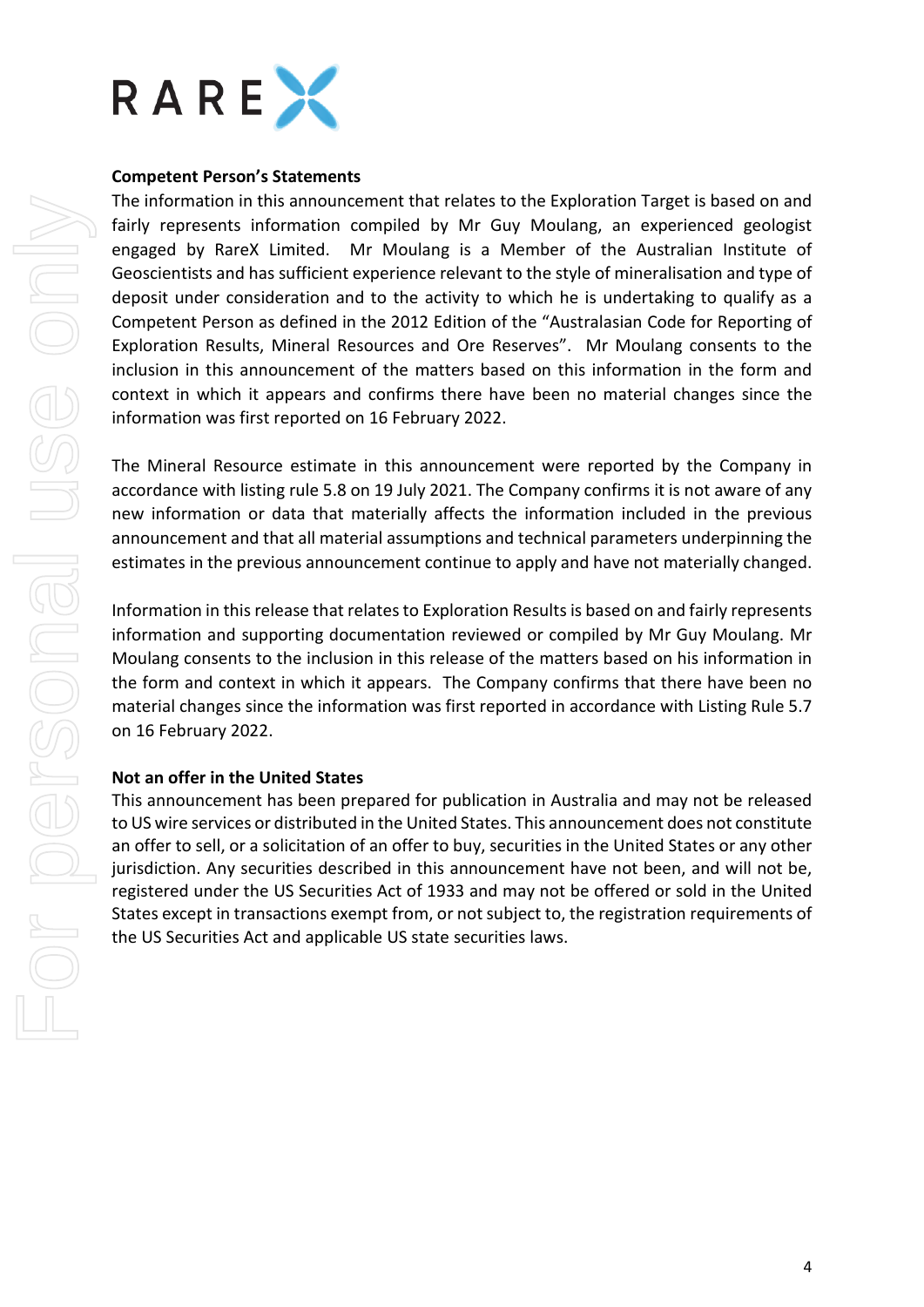**Competent Person's Statements**

The information in this announcement that relates to the Exploration Target is based on and fairly represents information compiled by Mr Guy Moulang, an experienced geologist engaged by RareX Limited. Mr Moulang is a Member of the Australian Institute of Geoscientists and has sufficient experience relevant to the style of mineralisation and type of deposit under consideration and to the activity to which he is undertaking to qualify as a Competent Person as defined in the 2012 Edition of the "Australasian Code for Reporting of Exploration Results, Mineral Resources and Ore Reserves". Mr Moulang consents to the inclusion in this announcement of the matters based on this information in the form and context in which it appears and confirms there have been no material changes since the information was first reported on 16 February 2022.

The Mineral Resource estimate in this announcement were reported by the Company in accordance with listing rule 5.8 on 19 July 2021. The Company confirms it is not aware of any new information or data that materially affects the information included in the previous announcement and that all material assumptions and technical parameters underpinning the estimates in the previous announcement continue to apply and have not materially changed.

Information in this release that relates to Exploration Results is based on and fairly represents information and supporting documentation reviewed or compiled by Mr Guy Moulang. Mr Moulang consents to the inclusion in this release of the matters based on his information in the form and context in which it appears. The Company confirms that there have been no material changes since the information was first reported in accordance with Listing Rule 5.7 on 16 February 2022.

**Not an offer in the United States**

This announcement has been prepared for publication in Australia and may not be released to US wire services or distributed in the United States. This announcement does not constitute an offer to sell, or a solicitation of an offer to buy, securities in the United States or any other jurisdiction. Any securities described in this announcement have not been, and will not be, registered under the US Securities Act of 1933 and may not be offered or sold in the United States except in transactions exempt from, or not subject to, the registration requirements of the US Securities Act and applicable US state securities laws.